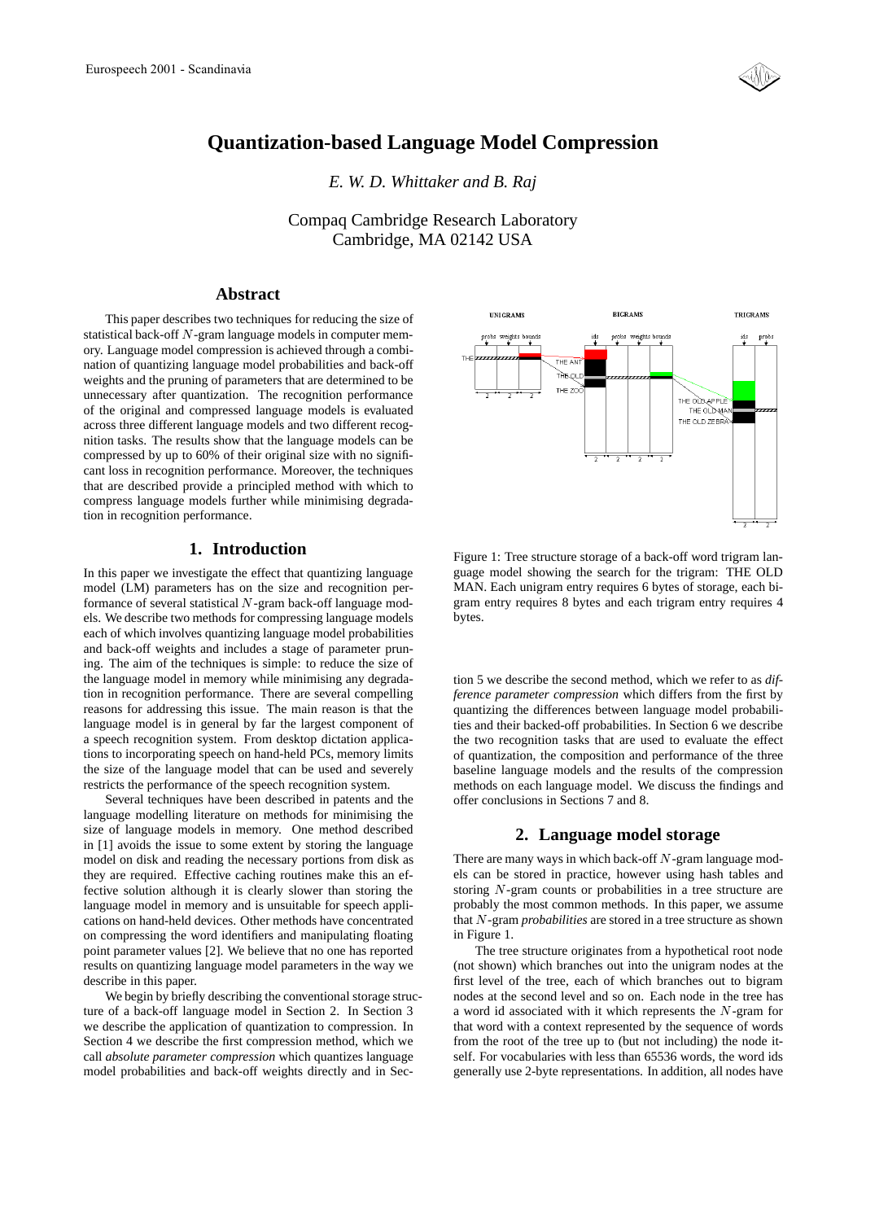# Quantization-based Language Model Compression

*E. W. D. Whittaker and B. Raj*

Compaq Cambridge Research Laboratory
Cambridge, MA 02142 USA

## Abstract

This paper describes two techniques for reducing the size of statistical back-off $N$-gram language models in computer memory. Language model compression is achieved through a combination of quantizing language model probabilities and back-off weights and the pruning of parameters that are determined to be unnecessary after quantization. The recognition performance of the original and compressed language models is evaluated across three different language models and two different recognition tasks. The results show that the language models can be compressed by up to 60% of their original size with no significant loss in recognition performance. Moreover, the techniques that are described provide a principled method with which to compress language models further while minimising degradation in recognition performance.

## 1. Introduction

In this paper we investigate the effect that quantizing language model (LM) parameters has on the size and recognition performance of several statistical $N$-gram back-off language models. We describe two methods for compressing language models each of which involves quantizing language model probabilities and back-off weights and includes a stage of parameter pruning. The aim of the techniques is simple: to reduce the size of the language model in memory while minimising any degradation in recognition performance. There are several compelling reasons for addressing this issue. The main reason is that the language model is in general by far the largest component of a speech recognition system. From desktop dictation applications to incorporating speech on hand-held PCs, memory limits the size of the language model that can be used and severely restricts the performance of the speech recognition system.

Several techniques have been described in patents and the language modelling literature on methods for minimising the size of language models in memory. One method described in [1] avoids the issue to some extent by storing the language model on disk and reading the necessary portions from disk as they are required. Effective caching routines make this an effective solution although it is clearly slower than storing the language model in memory and is unsuitable for speech applications on hand-held devices. Other methods have concentrated on compressing the word identifiers and manipulating floating point parameter values [2]. We believe that no one has reported results on quantizing language model parameters in the way we describe in this paper.

We begin by briefly describing the conventional storage structure of a back-off language model in Section 2. In Section 3 we describe the application of quantization to compression. In Section 4 we describe the first compression method, which we call *absolute parameter compression* which quantizes language model probabilities and back-off weights directly and in Section 5 we describe the second method, which we refer to as *difference parameter compression* which differs from the first by quantizing the differences between language model probabilities and their backed-off probabilities. In Section 6 we describe the two recognition tasks that are used to evaluate the effect of quantization, the composition and performance of the three baseline language models and the results of the compression methods on each language model. We discuss the findings and offer conclusions in Sections 7 and 8.

Figure 1: Tree structure storage of a back-off word trigram language model showing the search for the trigram: THE OLD MAN. Each unigram entry requires 6 bytes of storage, each bigram entry requires 8 bytes and each trigram entry requires 4 bytes.

## 2. Language model storage

There are many ways in which back-off $N$-gram language models can be stored in practice, however using hash tables and storing $N$-gram counts or probabilities in a tree structure are probably the most common methods. In this paper, we assume that $N$-gram *probabilities* are stored in a tree structure as shown in Figure 1.

The tree structure originates from a hypothetical root node (not shown) which branches out into the unigram nodes at the first level of the tree, each of which branches out to bigram nodes at the second level and so on. Each node in the tree has a word id associated with it which represents the $N$-gram for that word with a context represented by the sequence of words from the root of the tree up to (but not including) the node itself. For vocabularies with less than 65536 words, the word ids generally use 2-byte representations. In addition, all nodes have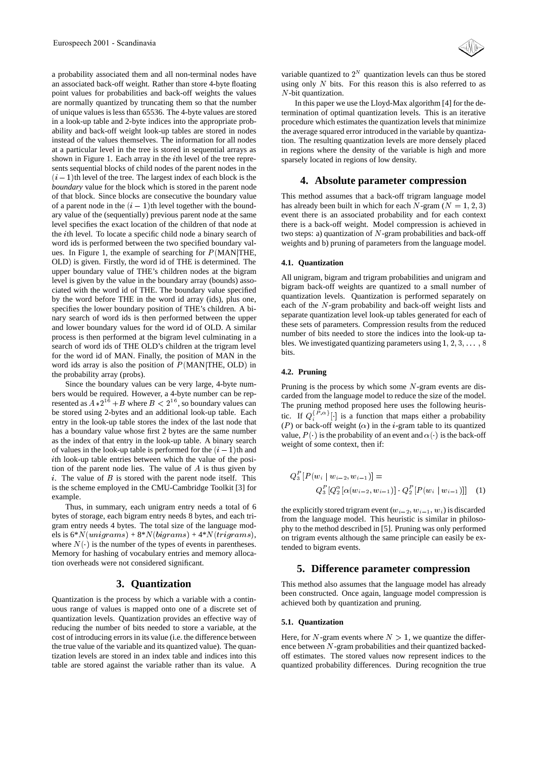a probability associated them and all non-terminal nodes have an associated back-off weight. Rather than store 4-byte floating point values for probabilities and back-off weights the values are normally quantized by truncating them so that the number of unique values is less than 65536. The 4-byte values are stored in a look-up table and 2-byte indices into the appropriate probability and back-off weight look-up tables are stored in nodes instead of the values themselves. The information for all nodes at a particular level in the tree is stored in sequential arrays as shown in Figure 1. Each array in the $i$th level of the tree represents sequential blocks of child nodes of the parent nodes in the $(i-1)$th level of the tree. The largest index of each block is the *boundary* value for the block which is stored in the parent node of that block. Since blocks are consecutive the boundary value of a parent node in the $(i-1)$th level together with the boundary value of the (sequentially) previous parent node at the same level specifies the exact location of the children of that node at the $i$th level. To locate a specific child node a binary search of word ids is performed between the two specified boundary values. In Figure 1, the example of searching for $P(\text{MAN}|\text{THE, OLD})$ is given. Firstly, the word id of THE is determined. The upper boundary value of THE's children nodes at the bigram level is given by the value in the boundary array (bounds) associated with the word id of THE. The boundary value specified by the word before THE in the word id array (ids), plus one, specifies the lower boundary position of THE's children. A binary search of word ids is then performed between the upper and lower boundary values for the word id of OLD. A similar process is then performed at the bigram level culminating in a search of word ids of THE OLD's children at the trigram level for the word id of MAN. Finally, the position of MAN in the word ids array is also the position of $P(\text{MAN}|\text{THE, OLD})$ in the probability array (probs).

Since the boundary values can be very large, 4-byte numbers would be required. However, a 4-byte number can be represented as $A*2^{16}+B$ where $B<2^{16}$, so boundary values can be stored using 2-bytes and an additional look-up table. Each entry in the look-up table stores the index of the last node that has a boundary value whose first 2 bytes are the same number as the index of that entry in the look-up table. A binary search of values in the look-up table is performed for the $(i-1)$th and $i$th look-up table entries between which the value of the position of the parent node lies. The value of $A$ is thus given by $i$. The value of $B$ is stored with the parent node itself. This is the scheme employed in the CMU-Cambridge Toolkit [3] for example.

Thus, in summary, each unigram entry needs a total of 6 bytes of storage, each bigram entry needs 8 bytes, and each trigram entry needs 4 bytes. The total size of the language models is $6*N(unigrams)$ + $8*N(bigrams)$ + $4*N(trigrams)$, where $N(\cdot)$ is the number of the types of events in parentheses. Memory for hashing of vocabulary entries and memory allocation overheads were not considered significant.

## 3. Quantization

Quantization is the process by which a variable with a continuous range of values is mapped onto one of a discrete set of quantization levels. Quantization provides an effective way of reducing the number of bits needed to store a variable, at the cost of introducing errors in its value (i.e. the difference between the true value of the variable and its quantized value). The quantization levels are stored in an index table and indices into this table are stored against the variable rather than its value. A variable quantized to $2^N$ quantization levels can thus be stored using only $N$ bits. For this reason this is also referred to as $N$-bit quantization.

In this paper we use the Lloyd-Max algorithm [4] for the determination of optimal quantization levels. This is an iterative procedure which estimates the quantization levels that minimize the average squared error introduced in the variable by quantization. The resulting quantization levels are more densely placed in regions where the density of the variable is high and more sparsely located in regions of low density.

## 4. Absolute parameter compression

This method assumes that a back-off trigram language model has already been built in which for each $N$-gram ($N = 1, 2, 3$) event there is an associated probability and for each context there is a back-off weight. Model compression is achieved in two steps: a) quantization of $N$-gram probabilities and back-off weights and b) pruning of parameters from the language model.

### 4.1. Quantization

All unigram, bigram and trigram probabilities and unigram and bigram back-off weights are quantized to a small number of quantization levels. Quantization is performed separately on each of the $N$-gram probability and back-off weight lists and separate quantization level look-up tables generated for each of these sets of parameters. Compression results from the reduced number of bits needed to store the indices into the look-up tables. We investigated quantizing parameters using $1, 2, 3, \ldots, 8$ bits.

### 4.2. Pruning

Pruning is the process by which some $N$-gram events are discarded from the language model to reduce the size of the model. The pruning method proposed here uses the following heuristic. If $Q_i^{\{P,\alpha\}}[\cdot]$ is a function that maps either a probability ($P$) or back-off weight ($\alpha$) in the $i$-gram table to its quantized value, $P(\cdot)$ is the probability of an event and $\alpha(\cdot)$ is the back-off weight of some context, then if:

$$Q_3^P[P(w_i \mid w_{i-2}, w_{i-1})] = Q_3^P[Q_2^\alpha[\alpha(w_{i-2}, w_{i-1})] \cdot Q_2^P[P(w_i \mid w_{i-1})]] \quad (1)$$

the explicitly stored trigram event $(w_{i-2}, w_{i-1}, w_i)$ is discarded from the language model. This heuristic is similar in philosophy to the method described in [5]. Pruning was only performed on trigram events although the same principle can easily be extended to bigram events.

## 5. Difference parameter compression

This method also assumes that the language model has already been constructed. Once again, language model compression is achieved both by quantization and pruning.

### 5.1. Quantization

Here, for $N$-gram events where $N > 1$, we quantize the difference between $N$-gram probabilities and their quantized backed-off estimates. The stored values now represent indices to the quantized probability differences. During recognition the true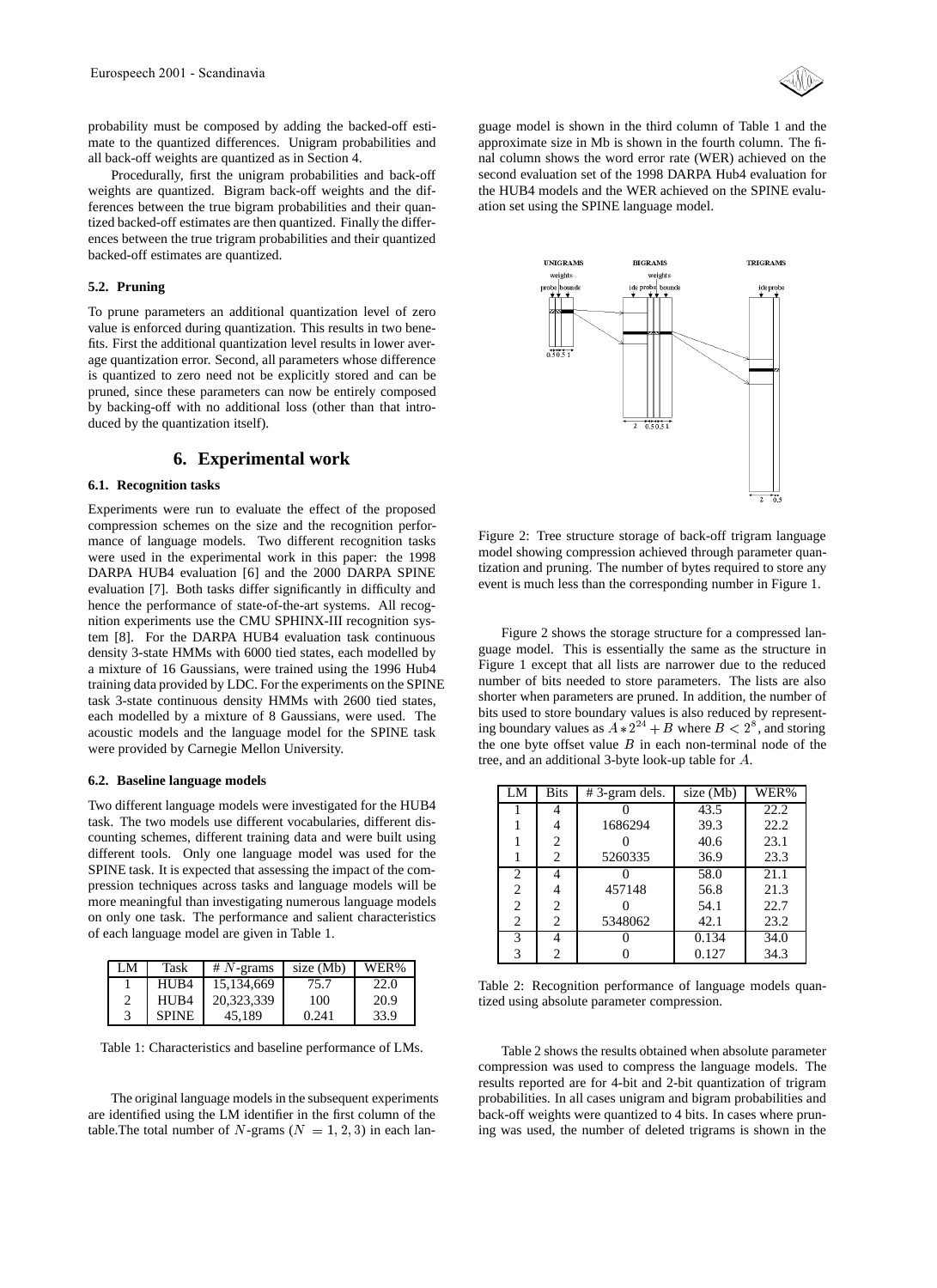probability must be composed by adding the backed-off estimate to the quantized differences. Unigram probabilities and all back-off weights are quantized as in Section 4.

Procedurally, first the unigram probabilities and back-off weights are quantized. Bigram back-off weights and the differences between the true bigram probabilities and their quantized backed-off estimates are then quantized. Finally the differences between the true trigram probabilities and their quantized backed-off estimates are quantized.

### 5.2. Pruning

To prune parameters an additional quantization level of zero value is enforced during quantization. This results in two benefits. First the additional quantization level results in lower average quantization error. Second, all parameters whose difference is quantized to zero need not be explicitly stored and can be pruned, since these parameters can now be entirely composed by backing-off with no additional loss (other than that introduced by the quantization itself).

## 6. Experimental work

### 6.1. Recognition tasks

Experiments were run to evaluate the effect of the proposed compression schemes on the size and the recognition performance of language models. Two different recognition tasks were used in the experimental work in this paper: the 1998 DARPA HUB4 evaluation [6] and the 2000 DARPA SPINE evaluation [7]. Both tasks differ significantly in difficulty and hence the performance of state-of-the-art systems. All recognition experiments use the CMU SPHINX-III recognition system [8]. For the DARPA HUB4 evaluation task continuous density 3-state HMMs with 6000 tied states, each modelled by a mixture of 16 Gaussians, were trained using the 1996 Hub4 training data provided by LDC. For the experiments on the SPINE task 3-state continuous density HMMs with 2600 tied states, each modelled by a mixture of 8 Gaussians, were used. The acoustic models and the language model for the SPINE task were provided by Carnegie Mellon University.

### 6.2. Baseline language models

Two different language models were investigated for the HUB4 task. The two models use different vocabularies, different discounting schemes, different training data and were built using different tools. Only one language model was used for the SPINE task. It is expected that assessing the impact of the compression techniques across tasks and language models will be more meaningful than investigating numerous language models on only one task. The performance and salient characteristics of each language model are given in Table 1.

| LM | Task | # $N$-grams | size (Mb) | WER% |
|---|---|---|---|---|
| 1 | HUB4 | 15,134,669 | 75.7 | 22.0 |
| 2 | HUB4 | 20,323,339 | 100 | 20.9 |
| 3 | SPINE | 45,189 | 0.241 | 33.9 |

Table 1: Characteristics and baseline performance of LMs.

The original language models in the subsequent experiments are identified using the LM identifier in the first column of the table.The total number of $N$-grams ($N = 1, 2, 3$) in each language model is shown in the third column of Table 1 and the approximate size in Mb is shown in the fourth column. The final column shows the word error rate (WER) achieved on the second evaluation set of the 1998 DARPA Hub4 evaluation for the HUB4 models and the WER achieved on the SPINE evaluation set using the SPINE language model.

Figure 2: Tree structure storage of back-off trigram language model showing compression achieved through parameter quantization and pruning. The number of bytes required to store any event is much less than the corresponding number in Figure 1.

Figure 2 shows the storage structure for a compressed language model. This is essentially the same as the structure in Figure 1 except that all lists are narrower due to the reduced number of bits needed to store parameters. The lists are also shorter when parameters are pruned. In addition, the number of bits used to store boundary values is also reduced by representing boundary values as $A * 2^{24} + B$ where $B < 2^8$, and storing the one byte offset value $B$ in each non-terminal node of the tree, and an additional 3-byte look-up table for $A$.

| LM | Bits | # 3-gram dels. | size (Mb) | WER% |
|---|---|---|---|---|
| 1 | 4 | 0 | 43.5 | 22.2 |
| 1 | 4 | 1686294 | 39.3 | 22.2 |
| 1 | 2 | 0 | 40.6 | 23.1 |
| 1 | 2 | 5260335 | 36.9 | 23.3 |
| 2 | 4 | 0 | 58.0 | 21.1 |
| 2 | 4 | 457148 | 56.8 | 21.3 |
| 2 | 2 | 0 | 54.1 | 22.7 |
| 2 | 2 | 5348062 | 42.1 | 23.2 |
| 3 | 4 | 0 | 0.134 | 34.0 |
| 3 | 2 | 0 | 0.127 | 34.3 |

Table 2: Recognition performance of language models quantized using absolute parameter compression.

Table 2 shows the results obtained when absolute parameter compression was used to compress the language models. The results reported are for 4-bit and 2-bit quantization of trigram probabilities. In all cases unigram and bigram probabilities and back-off weights were quantized to 4 bits. In cases where pruning was used, the number of deleted trigrams is shown in the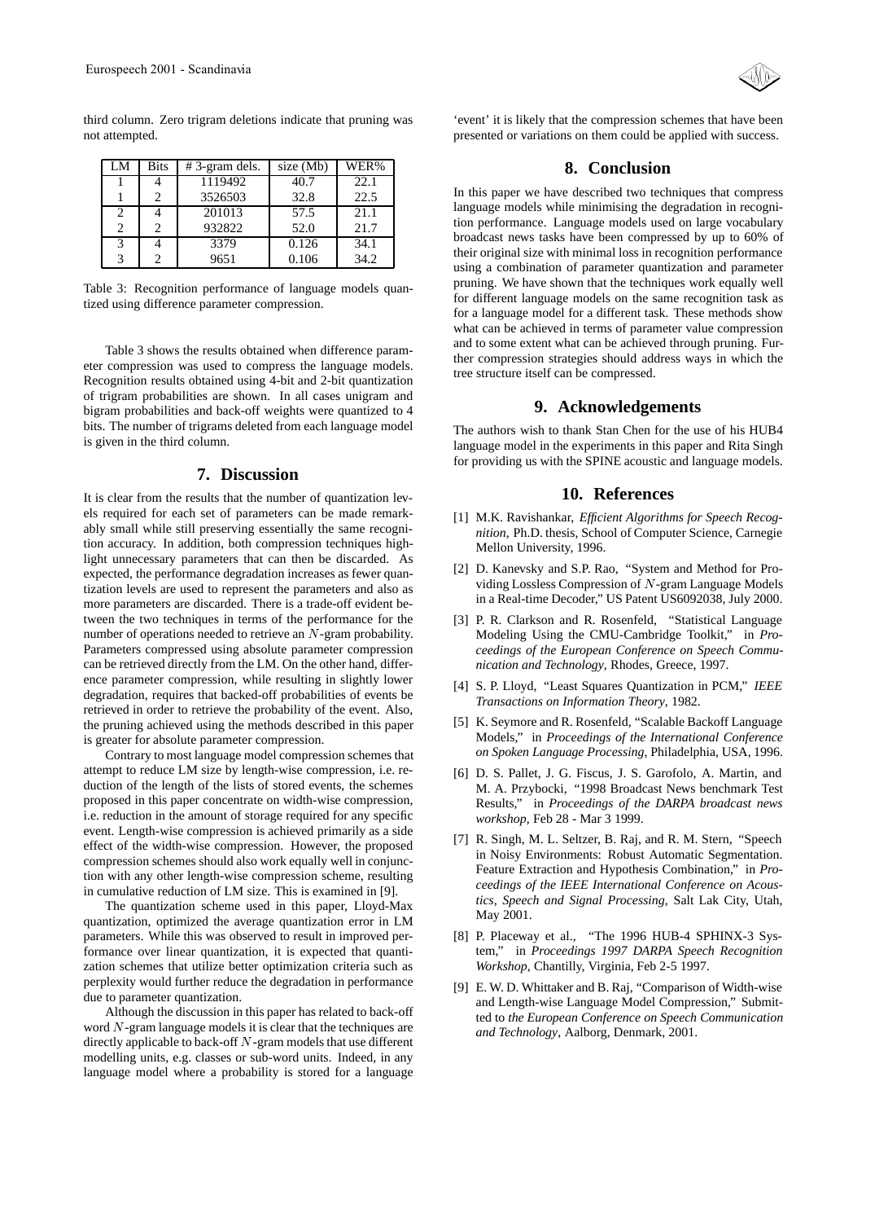third column. Zero trigram deletions indicate that pruning was not attempted.

| LM | Bits | # 3-gram dels. | size (Mb) | WER% |
|---|---|---|---|---|
| 1 | 4 | 1119492 | 40.7 | 22.1 |
| 1 | 2 | 3526503 | 32.8 | 22.5 |
| 2 | 4 | 201013 | 57.5 | 21.1 |
| 2 | 2 | 932822 | 52.0 | 21.7 |
| 3 | 4 | 3379 | 0.126 | 34.1 |
| 3 | 2 | 9651 | 0.106 | 34.2 |

Table 3: Recognition performance of language models quantized using difference parameter compression.

Table 3 shows the results obtained when difference parameter compression was used to compress the language models. Recognition results obtained using 4-bit and 2-bit quantization of trigram probabilities are shown. In all cases unigram and bigram probabilities and back-off weights were quantized to 4 bits. The number of trigrams deleted from each language model is given in the third column.

## 7. Discussion

It is clear from the results that the number of quantization levels required for each set of parameters can be made remarkably small while still preserving essentially the same recognition accuracy. In addition, both compression techniques highlight unnecessary parameters that can then be discarded. As expected, the performance degradation increases as fewer quantization levels are used to represent the parameters and also as more parameters are discarded. There is a trade-off evident between the two techniques in terms of the performance for the number of operations needed to retrieve an $N$-gram probability. Parameters compressed using absolute parameter compression can be retrieved directly from the LM. On the other hand, difference parameter compression, while resulting in slightly lower degradation, requires that backed-off probabilities of events be retrieved in order to retrieve the probability of the event. Also, the pruning achieved using the methods described in this paper is greater for absolute parameter compression.

Contrary to most language model compression schemes that attempt to reduce LM size by length-wise compression, i.e. reduction of the length of the lists of stored events, the schemes proposed in this paper concentrate on width-wise compression, i.e. reduction in the amount of storage required for any specific event. Length-wise compression is achieved primarily as a side effect of the width-wise compression. However, the proposed compression schemes should also work equally well in conjunction with any other length-wise compression scheme, resulting in cumulative reduction of LM size. This is examined in [9].

The quantization scheme used in this paper, Lloyd-Max quantization, optimized the average quantization error in LM parameters. While this was observed to result in improved performance over linear quantization, it is expected that quantization schemes that utilize better optimization criteria such as perplexity would further reduce the degradation in performance due to parameter quantization.

Although the discussion in this paper has related to back-off word $N$-gram language models it is clear that the techniques are directly applicable to back-off $N$-gram models that use different modelling units, e.g. classes or sub-word units. Indeed, in any language model where a probability is stored for a language 'event' it is likely that the compression schemes that have been presented or variations on them could be applied with success.

## 8. Conclusion

In this paper we have described two techniques that compress language models while minimising the degradation in recognition performance. Language models used on large vocabulary broadcast news tasks have been compressed by up to 60% of their original size with minimal loss in recognition performance using a combination of parameter quantization and parameter pruning. We have shown that the techniques work equally well for different language models on the same recognition task as for a language model for a different task. These methods show what can be achieved in terms of parameter value compression and to some extent what can be achieved through pruning. Further compression strategies should address ways in which the tree structure itself can be compressed.

## 9. Acknowledgements

The authors wish to thank Stan Chen for the use of his HUB4 language model in the experiments in this paper and Rita Singh for providing us with the SPINE acoustic and language models.

## 10. References

[1] M.K. Ravishankar, *Efficient Algorithms for Speech Recognition*, Ph.D. thesis, School of Computer Science, Carnegie Mellon University, 1996.

[2] D. Kanevsky and S.P. Rao, "System and Method for Providing Lossless Compression of $N$-gram Language Models in a Real-time Decoder," US Patent US6092038, July 2000.

[3] P. R. Clarkson and R. Rosenfeld, "Statistical Language Modeling Using the CMU-Cambridge Toolkit," in *Proceedings of the European Conference on Speech Communication and Technology*, Rhodes, Greece, 1997.

[4] S. P. Lloyd, "Least Squares Quantization in PCM," *IEEE Transactions on Information Theory*, 1982.

[5] K. Seymore and R. Rosenfeld, "Scalable Backoff Language Models," in *Proceedings of the International Conference on Spoken Language Processing*, Philadelphia, USA, 1996.

[6] D. S. Pallet, J. G. Fiscus, J. S. Garofolo, A. Martin, and M. A. Przybocki, "1998 Broadcast News benchmark Test Results," in *Proceedings of the DARPA broadcast news workshop*, Feb 28 - Mar 3 1999.

[7] R. Singh, M. L. Seltzer, B. Raj, and R. M. Stern, "Speech in Noisy Environments: Robust Automatic Segmentation. Feature Extraction and Hypothesis Combination," in *Proceedings of the IEEE International Conference on Acoustics, Speech and Signal Processing*, Salt Lak City, Utah, May 2001.

[8] P. Placeway et al., "The 1996 HUB-4 SPHINX-3 System," in *Proceedings 1997 DARPA Speech Recognition Workshop*, Chantilly, Virginia, Feb 2-5 1997.

[9] E. W. D. Whittaker and B. Raj, "Comparison of Width-wise and Length-wise Language Model Compression," Submitted to *the European Conference on Speech Communication and Technology*, Aalborg, Denmark, 2001.